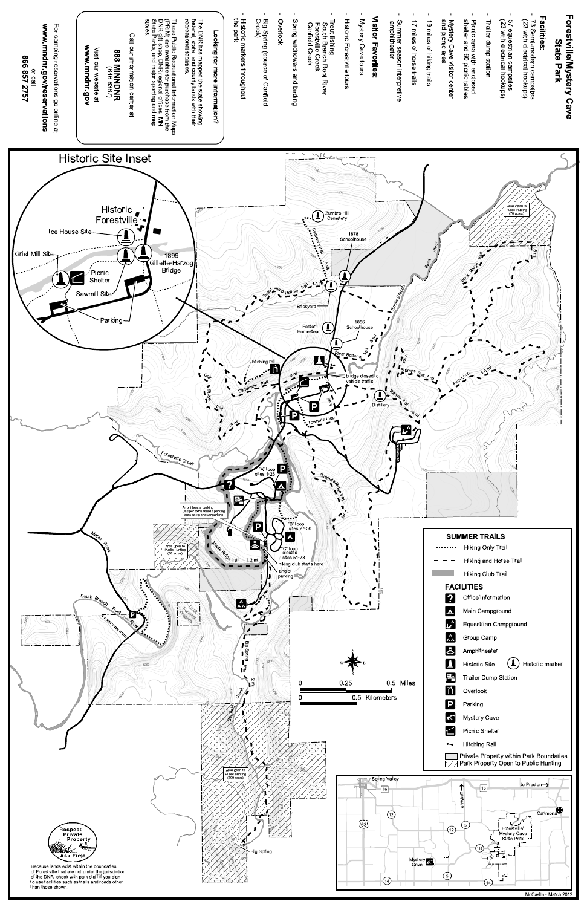# Forestville/Mystery Cave State Park

## Facilities:

- 73 Semi-modern campsites (23 with electrical hookups)
- 57 equestrian campsites (23 with electrical hookups)
- Trailer dump station
- Picnic area with enclosed shelter and 60 picnic tables
- Mystery Cave visitor center and picnic area
- 19 miles of hiking trails
- 17 miles of horse trails
- Summer season interpretive amphitheater

## Visitor Favorites:

- Mystery Cave tours
- Historic Forestville tours
- Trout fishing
  South Branch Root River
  Forestville Creek
  Canfield Creek
- Spring wildflowers and birding
- Overlook
- Big Spring (source of Canfield Creek)
- Historic markers throughout the park

**Looking for more information?**

The DNR has mapped the state showing federal, state, and county lands with their recreational facilities.

These Public Recreational Information Maps (PRIM) are available for purchase from the DNR gift shop, DNR regional offices, MN State Parks, and major sporting and map stores.

Call our information center at
**888 MINNDNR**
(646 6367)
Visit our website at
**www.mndnr.gov**

For camping reservations go online at
**www.mndnr.gov/reservations**
or call
**866 857 2757**

## Historic Site Inset

Historic Forestville, Ice House Site, Grist Mill Site, Picnic Shelter, Sawmill Site, 1899 Gillette-Harzog Bridge, Parking

## SUMMER TRAILS

- Hiking Only Trail
- Hiking and Horse Trail
- Hiking Club Trail

## FACILITIES

- Office/Information
- Main Campground
- Equestrian Campground
- Group Camp
- Amphitheater
- Historic Site
- Historic marker
- Trailer Dump Station
- Overlook
- Parking
- Mystery Cave
- Picnic Shelter
- Hitching Rail
- Private Property within Park Boundaries
- Park Property Open to Public Hunting

Respect Private Property Ask First

Because lands exist within the boundaries of Forestville that are not under the jurisdiction of the DNR, check with park staff if you plan to use facilities such as trails and roads other than those shown.

McCaslin - March 2012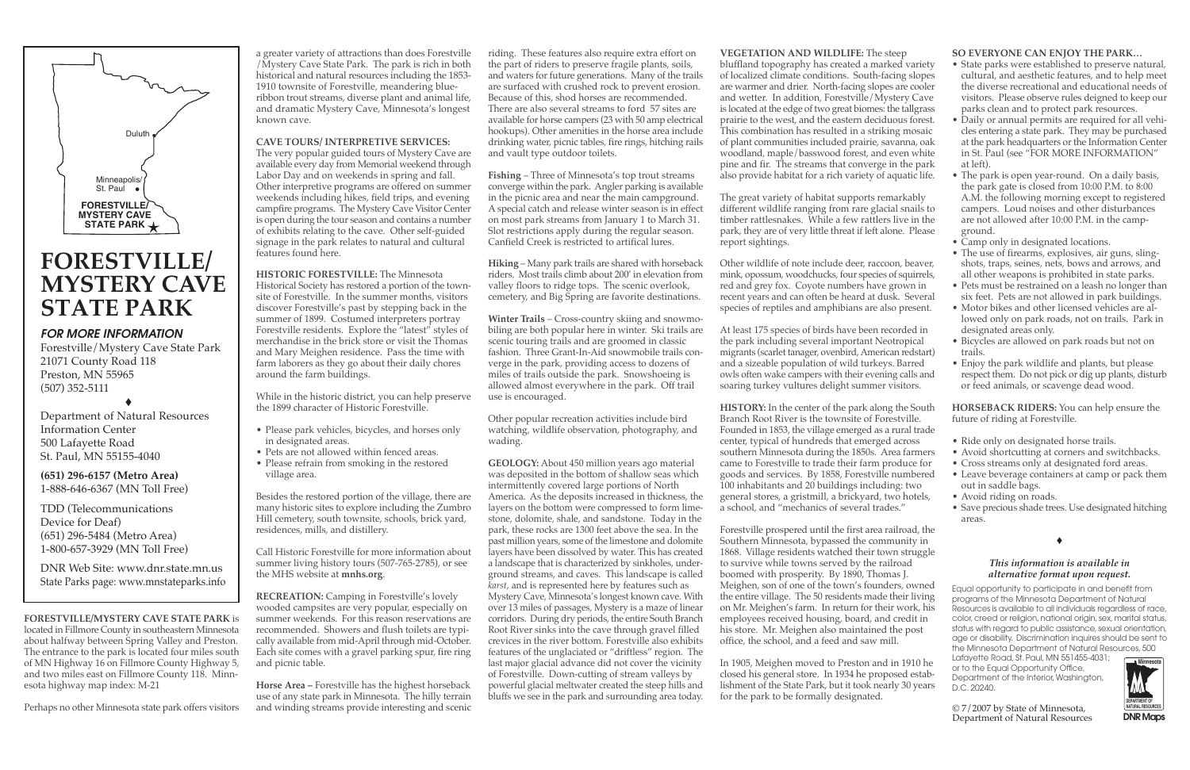Duluth

Minneapolis/ St. Paul

FORESTVILLE/ MYSTERY CAVE STATE PARK

# FORESTVILLE/ MYSTERY CAVE STATE PARK

## *FOR MORE INFORMATION*

Forestville/Mystery Cave State Park
21071 County Road 118
Preston, MN 55965
(507) 352-5111

♦

Department of Natural Resources
Information Center
500 Lafayette Road
St. Paul, MN 55155-4040

**(651) 296-6157 (Metro Area)**
1-888-646-6367 (MN Toll Free)

TDD (Telecommunications Device for Deaf)
(651) 296-5484 (Metro Area)
1-800-657-3929 (MN Toll Free)

DNR Web Site: www.dnr.state.mn.us
State Parks page: www.mnstateparks.info

**FORESTVILLE/MYSTERY CAVE STATE PARK** is located in Fillmore County in southeastern Minnesota about halfway between Spring Valley and Preston. The entrance to the park is located four miles south of MN Highway 16 on Fillmore County Highway 5, and two miles east on Fillmore County 118. Minnesota highway map index: M-21

Perhaps no other Minnesota state park offers visitors a greater variety of attractions than does Forestville /Mystery Cave State Park. The park is rich in both historical and natural resources including the 1853-1910 townsite of Forestville, meandering blue-ribbon trout streams, diverse plant and animal life, and dramatic Mystery Cave, Minnesota's longest known cave.

**CAVE TOURS/ INTERPRETIVE SERVICES:** The very popular guided tours of Mystery Cave are available every day from Memorial weekend through Labor Day and on weekends in spring and fall. Other interpretive programs are offered on summer weekends including hikes, field trips, and evening campfire programs. The Mystery Cave Visitor Center is open during the tour season and contains a number of exhibits relating to the cave. Other self-guided signage in the park relates to natural and cultural features found here.

**HISTORIC FORESTVILLE:** The Minnesota Historical Society has restored a portion of the townsite of Forestville. In the summer months, visitors discover Forestville's past by stepping back in the summer of 1899. Costumed interpreters portray Forestville residents. Explore the "latest" styles of merchandise in the brick store or visit the Thomas and Mary Meighen residence. Pass the time with farm laborers as they go about their daily chores around the farm buildings.

While in the historic district, you can help preserve the 1899 character of Historic Forestville.

- Please park vehicles, bicycles, and horses only in designated areas.
- Pets are not allowed within fenced areas.
- Please refrain from smoking in the restored village area.

Besides the restored portion of the village, there are many historic sites to explore including the Zumbro Hill cemetery, south townsite, schools, brick yard, residences, mills, and distillery.

Call Historic Forestville for more information about summer living history tours (507-765-2785), or see the MHS website at **mnhs.org**.

**RECREATION:** Camping in Forestville's lovely wooded campsites are very popular, especially on summer weekends. For this reason reservations are recommended. Showers and flush toilets are typically available from mid-April through mid-October. Each site comes with a gravel parking spur, fire ring and picnic table.

**Horse Area** – Forestville has the highest horseback use of any state park in Minnesota. The hilly terrain and winding streams provide interesting and scenic riding. These features also require extra effort on the part of riders to preserve fragile plants, soils, and waters for future generations. Many of the trails are surfaced with crushed rock to prevent erosion. Because of this, shod horses are recommended. There are also several streams to ford 57 sites are available for horse campers (23 with 50 amp electrical hookups). Other amenities in the horse area include drinking water, picnic tables, fire rings, hitching rails and vault type outdoor toilets.

**Fishing** – Three of Minnesota's top trout streams converge within the park. Angler parking is available in the picnic area and near the main campground. A special catch and release winter season is in effect on most park streams from January 1 to March 31. Slot restrictions apply during the regular season. Canfield Creek is restricted to artifical lures.

**Hiking** – Many park trails are shared with horseback riders. Most trails climb about 200' in elevation from valley floors to ridge tops. The scenic overlook, cemetery, and Big Spring are favorite destinations.

**Winter Trails** – Cross-country skiing and snowmobiling are both popular here in winter. Ski trails are scenic touring trails and are groomed in classic fashion. Three Grant-In-Aid snowmobile trails converge in the park, providing access to dozens of miles of trails outside the park. Snowshoeing is allowed almost everywhere in the park. Off trail use is encouraged.

Other popular recreation activities include bird watching, wildlife observation, photography, and wading.

**GEOLOGY:** About 450 million years ago material was deposited in the bottom of shallow seas which intermittently covered large portions of North America. As the deposits increased in thickness, the layers on the bottom were compressed to form limestone, dolomite, shale, and sandstone. Today in the park, these rocks are 1300 feet above the sea. In the past million years, some of the limestone and dolomite layers have been dissolved by water. This has created a landscape that is characterized by sinkholes, underground streams, and caves. This landscape is called *karst*, and is represented here by features such as Mystery Cave, Minnesota's longest known cave. With over 13 miles of passages, Mystery is a maze of linear corridors. During dry periods, the entire South Branch Root River sinks into the cave through gravel filled crevices in the river bottom. Forestville also exhibits features of the unglaciated or "driftless" region. The last major glacial advance did not cover the vicinity of Forestville. Down-cutting of stream valleys by powerful glacial meltwater created the steep hills and bluffs we see in the park and surrounding area today.

**VEGETATION AND WILDLIFE:** The steep bluffland topography has created a marked variety of localized climate conditions. South-facing slopes are warmer and drier. North-facing slopes are cooler and wetter. In addition, Forestville/Mystery Cave is located at the edge of two great biomes: the tallgrass prairie to the west, and the eastern deciduous forest. This combination has resulted in a striking mosaic of plant communities included prairie, savanna, oak woodland, maple/basswood forest, and even white pine and fir. The streams that converge in the park also provide habitat for a rich variety of aquatic life.

The great variety of habitat supports remarkably different wildlife ranging from rare glacial snails to timber rattlesnakes. While a few rattlers live in the park, they are of very little threat if left alone. Please report sightings.

Other wildlife of note include deer, raccoon, beaver, mink, opossum, woodchucks, four species of squirrels, red and grey fox. Coyote numbers have grown in recent years and can often be heard at dusk. Several species of reptiles and amphibians are also present.

At least 175 species of birds have been recorded in the park including several important Neotropical migrants (scarlet tanager, ovenbird, American redstart) and a sizeable population of wild turkeys. Barred owls often wake campers with their evening calls and soaring turkey vultures delight summer visitors.

**HISTORY:** In the center of the park along the South Branch Root River is the townsite of Forestville. Founded in 1853, the village emerged as a rural trade center, typical of hundreds that emerged across southern Minnesota during the 1850s. Area farmers came to Forestville to trade their farm produce for goods and services. By 1858, Forestville numbered 100 inhabitants and 20 buildings including: two general stores, a gristmill, a brickyard, two hotels, a school, and "mechanics of several trades."

Forestville prospered until the first area railroad, the Southern Minnesota, bypassed the community in 1868. Village residents watched their town struggle to survive while towns served by the railroad boomed with prosperity. By 1890, Thomas J. Meighen, son of one of the town's founders, owned the entire village. The 50 residents made their living on Mr. Meighen's farm. In return for their work, his employees received housing, board, and credit in his store. Mr. Meighen also maintained the post office, the school, and a feed and saw mill.

In 1905, Meighen moved to Preston and in 1910 he closed his general store. In 1934 he proposed establishment of the State Park, but it took nearly 30 years for the park to be formally designated.

**SO EVERYONE CAN ENJOY THE PARK…**

- State parks were established to preserve natural, cultural, and aesthetic features, and to help meet the diverse recreational and educational needs of visitors. Please observe rules deigned to keep our parks clean and to protect park resources.
- Daily or annual permits are required for all vehicles entering a state park. They may be purchased at the park headquarters or the Information Center in St. Paul (see "FOR MORE INFORMATION" at left).
- The park is open year-round. On a daily basis, the park gate is closed from 10:00 P.M. to 8:00 A.M. the following morning except to registered campers. Loud noises and other disturbances are not allowed after 10:00 P.M. in the campground.
- Camp only in designated locations.
- The use of firearms, explosives, air guns, slingshots, traps, seines, nets, bows and arrows, and all other weapons is prohibited in state parks.
- Pets must be restrained on a leash no longer than six feet. Pets are not allowed in park buildings.
- Motor bikes and other licensed vehicles are allowed only on park roads, not on trails. Park in designated areas only.
- Bicycles are allowed on park roads but not on trails.
- Enjoy the park wildlife and plants, but please respect them. Do not pick or dig up plants, disturb or feed animals, or scavenge dead wood.

**HORSEBACK RIDERS:** You can help ensure the future of riding at Forestville.

- Ride only on designated horse trails.
- Avoid shortcutting at corners and switchbacks.
- Cross streams only at designated ford areas.
- Leave beverage containers at camp or pack them out in saddle bags.
- Avoid riding on roads.
- Save precious shade trees. Use designated hitching areas.

♦

***This information is available in alternative format upon request.***

Equal opportunity to participate in and benefit from programs of the Minnesota Department of Natural Resources is available to all individuals regardless of race, color, creed or religion, national origin, sex, marital status, status with regard to public assistance, sexual orientation, age or disability. Discrimination inquires should be sent to the Minnesota Department of Natural Resources, 500 Lafayette Road, St. Paul, MN 551455-4031; or to the Equal Opportunity Office, Department of the Interior, Washington, D.C. 20240.

© 7/2007 by State of Minnesota, Department of Natural Resources

Minnesota DEPARTMENT OF NATURAL RESOURCES

DNR Maps